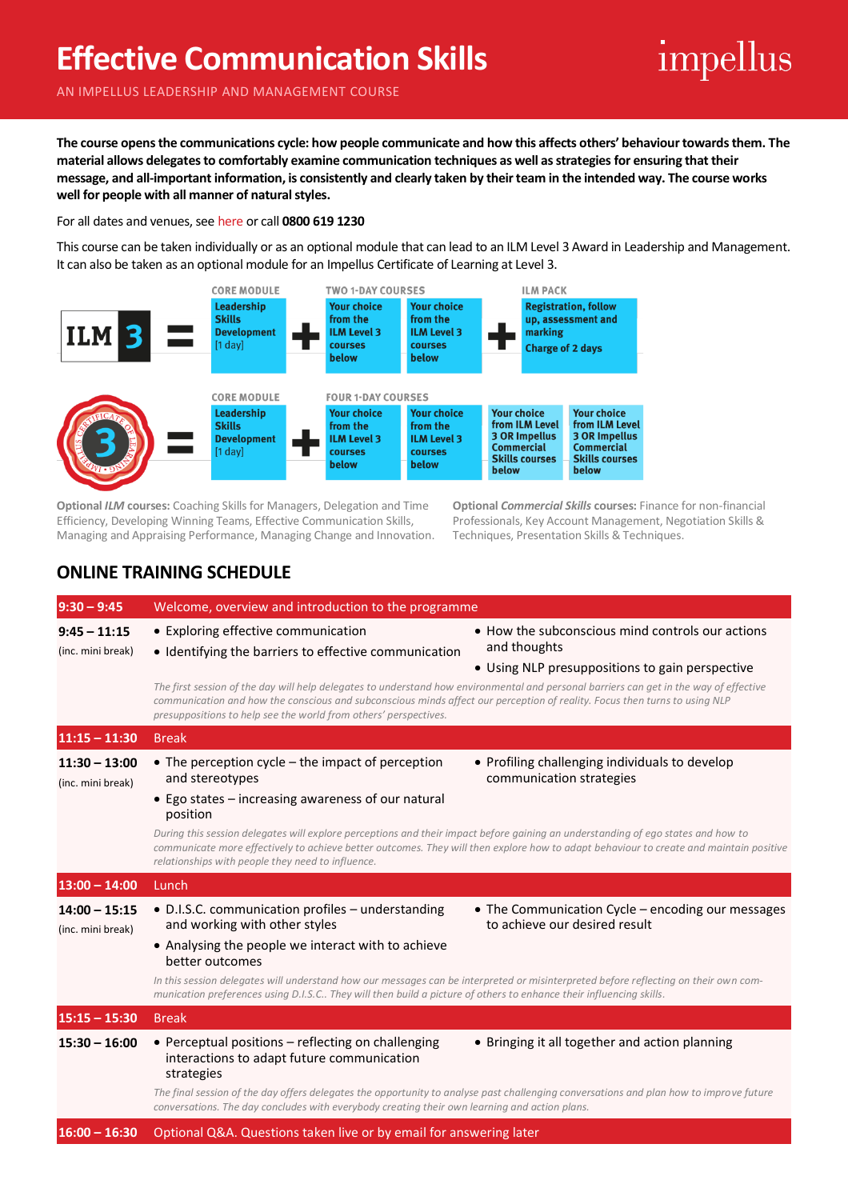# Effective Communication Skills

AN IMPELLUS LEADERSHIP AND MANAGEMENT COURSE

impellus

**The course opens the communications cycle: how people communicate and how this affects others' behaviour towards them. The material allows delegates to comfortably examine communication techniques as well as strategies for ensuring that their message, and all-important information, is consistently and clearly taken by their team in the intended way. The course works well for people with all manner of natural styles.**

For all dates and venues, see here or call **0800 619 1230**

This course can be taken individually or as an optional module that can lead to an ILM Level 3 Award in Leadership and Management. It can also be taken as an optional module for an Impellus Certificate of Learning at Level 3.

**ILM 3** = CORE MODULE: **Leadership Skills Development** [1 day] + TWO 1-DAY COURSES: **Your choice from the ILM Level 3 courses below** | **Your choice from the ILM Level 3 courses below** + ILM PACK: **Registration, follow up, assessment and marking** **Charge of 2 days**

**Certificate of Learning 3** = CORE MODULE: **Leadership Skills Development** [1 day] + FOUR 1-DAY COURSES: **Your choice from the ILM Level 3 courses below** | **Your choice from the ILM Level 3 courses below** | **Your choice from ILM Level 3 OR Impellus Commercial Skills courses below** | **Your choice from ILM Level 3 OR Impellus Commercial Skills courses below**

**Optional *ILM* courses:** Coaching Skills for Managers, Delegation and Time Efficiency, Developing Winning Teams, Effective Communication Skills, Managing and Appraising Performance, Managing Change and Innovation.

**Optional *Commercial Skills* courses:** Finance for non-financial Professionals, Key Account Management, Negotiation Skills & Techniques, Presentation Skills & Techniques.

## ONLINE TRAINING SCHEDULE

**9:30 – 9:45** — Welcome, overview and introduction to the programme

**9:45 – 11:15** (inc. mini break)

- Exploring effective communication
- Identifying the barriers to effective communication
- How the subconscious mind controls our actions and thoughts
- Using NLP presuppositions to gain perspective

*The first session of the day will help delegates to understand how environmental and personal barriers can get in the way of effective communication and how the conscious and subconscious minds affect our perception of reality. Focus then turns to using NLP presuppositions to help see the world from others' perspectives.*

**11:15 – 11:30** — Break

**11:30 – 13:00** (inc. mini break)

- The perception cycle – the impact of perception and stereotypes
- Ego states – increasing awareness of our natural position
- Profiling challenging individuals to develop communication strategies

*During this session delegates will explore perceptions and their impact before gaining an understanding of ego states and how to communicate more effectively to achieve better outcomes. They will then explore how to adapt behaviour to create and maintain positive relationships with people they need to influence.*

**13:00 – 14:00** — Lunch

**14:00 – 15:15** (inc. mini break)

- D.I.S.C. communication profiles – understanding and working with other styles
- Analysing the people we interact with to achieve better outcomes
- The Communication Cycle – encoding our messages to achieve our desired result

*In this session delegates will understand how our messages can be interpreted or misinterpreted before reflecting on their own communication preferences using D.I.S.C.. They will then build a picture of others to enhance their influencing skills.*

**15:15 – 15:30** — Break

**15:30 – 16:00**

- Perceptual positions – reflecting on challenging interactions to adapt future communication strategies
- Bringing it all together and action planning

*The final session of the day offers delegates the opportunity to analyse past challenging conversations and plan how to improve future conversations. The day concludes with everybody creating their own learning and action plans.*

**16:00 – 16:30** — Optional Q&A. Questions taken live or by email for answering later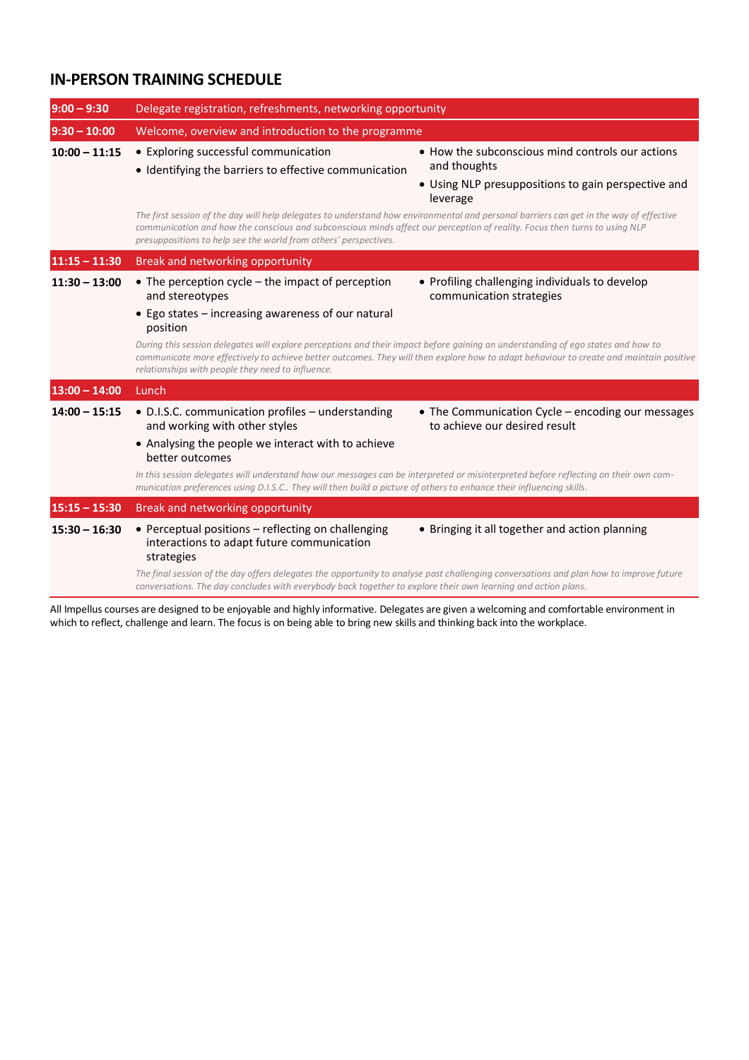## IN-PERSON TRAINING SCHEDULE

| | |
|---|---|
| **9:00 – 9:30** | Delegate registration, refreshments, networking opportunity |
| **9:30 – 10:00** | Welcome, overview and introduction to the programme |
| **10:00 – 11:15** | • Exploring successful communication<br>• Identifying the barriers to effective communication<br>• How the subconscious mind controls our actions and thoughts<br>• Using NLP presuppositions to gain perspective and leverage<br>*The first session of the day will help delegates to understand how environmental and personal barriers can get in the way of effective communication and how the conscious and subconscious minds affect our perception of reality. Focus then turns to using NLP presuppositions to help see the world from others' perspectives.* |
| **11:15 – 11:30** | Break and networking opportunity |
| **11:30 – 13:00** | • The perception cycle – the impact of perception and stereotypes<br>• Ego states – increasing awareness of our natural position<br>• Profiling challenging individuals to develop communication strategies<br>*During this session delegates will explore perceptions and their impact before gaining an understanding of ego states and how to communicate more effectively to achieve better outcomes. They will then explore how to adapt behaviour to create and maintain positive relationships with people they need to influence.* |
| **13:00 – 14:00** | Lunch |
| **14:00 – 15:15** | • D.I.S.C. communication profiles – understanding and working with other styles<br>• Analysing the people we interact with to achieve better outcomes<br>• The Communication Cycle – encoding our messages to achieve our desired result<br>*In this session delegates will understand how our messages can be interpreted or misinterpreted before reflecting on their own communication preferences using D.I.S.C.. They will then build a picture of others to enhance their influencing skills.* |
| **15:15 – 15:30** | Break and networking opportunity |
| **15:30 – 16:30** | • Perceptual positions – reflecting on challenging interactions to adapt future communication strategies<br>• Bringing it all together and action planning<br>*The final session of the day offers delegates the opportunity to analyse past challenging conversations and plan how to improve future conversations. The day concludes with everybody back together to explore their own learning and action plans.* |

All Impellus courses are designed to be enjoyable and highly informative. Delegates are given a welcoming and comfortable environment in which to reflect, challenge and learn. The focus is on being able to bring new skills and thinking back into the workplace.